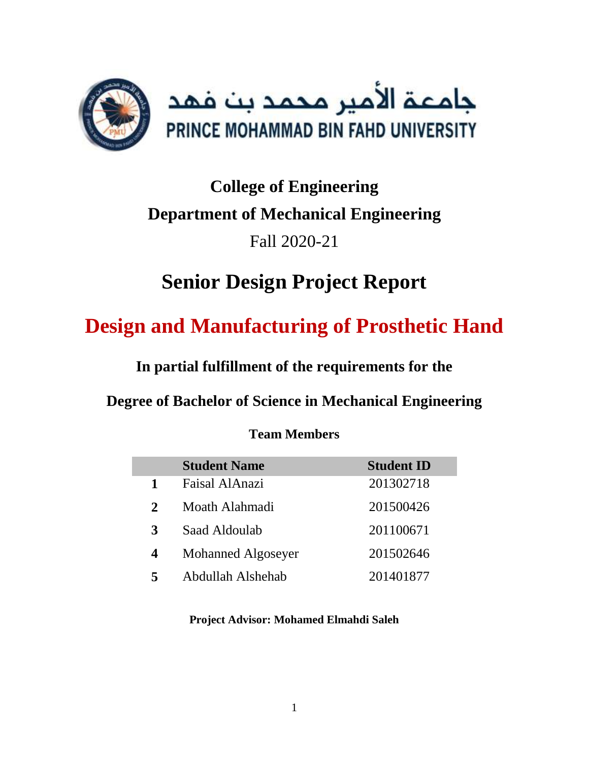جامعة الأمير محمد بن فهد

PRINCE MOHAMMAD BIN FAHD UNIVERSITY

**College of Engineering**

**Department of Mechanical Engineering**

Fall 2020-21

# Senior Design Project Report

# Design and Manufacturing of Prosthetic Hand

**In partial fulfillment of the requirements for the**

**Degree of Bachelor of Science in Mechanical Engineering**

**Team Members**

| | Student Name | Student ID |
|---|---|---|
| **1** | Faisal AlAnazi | 201302718 |
| **2** | Moath Alahmadi | 201500426 |
| **3** | Saad Aldoulab | 201100671 |
| **4** | Mohanned Algoseyer | 201502646 |
| **5** | Abdullah Alshehab | 201401877 |

**Project Advisor: Mohamed Elmahdi Saleh**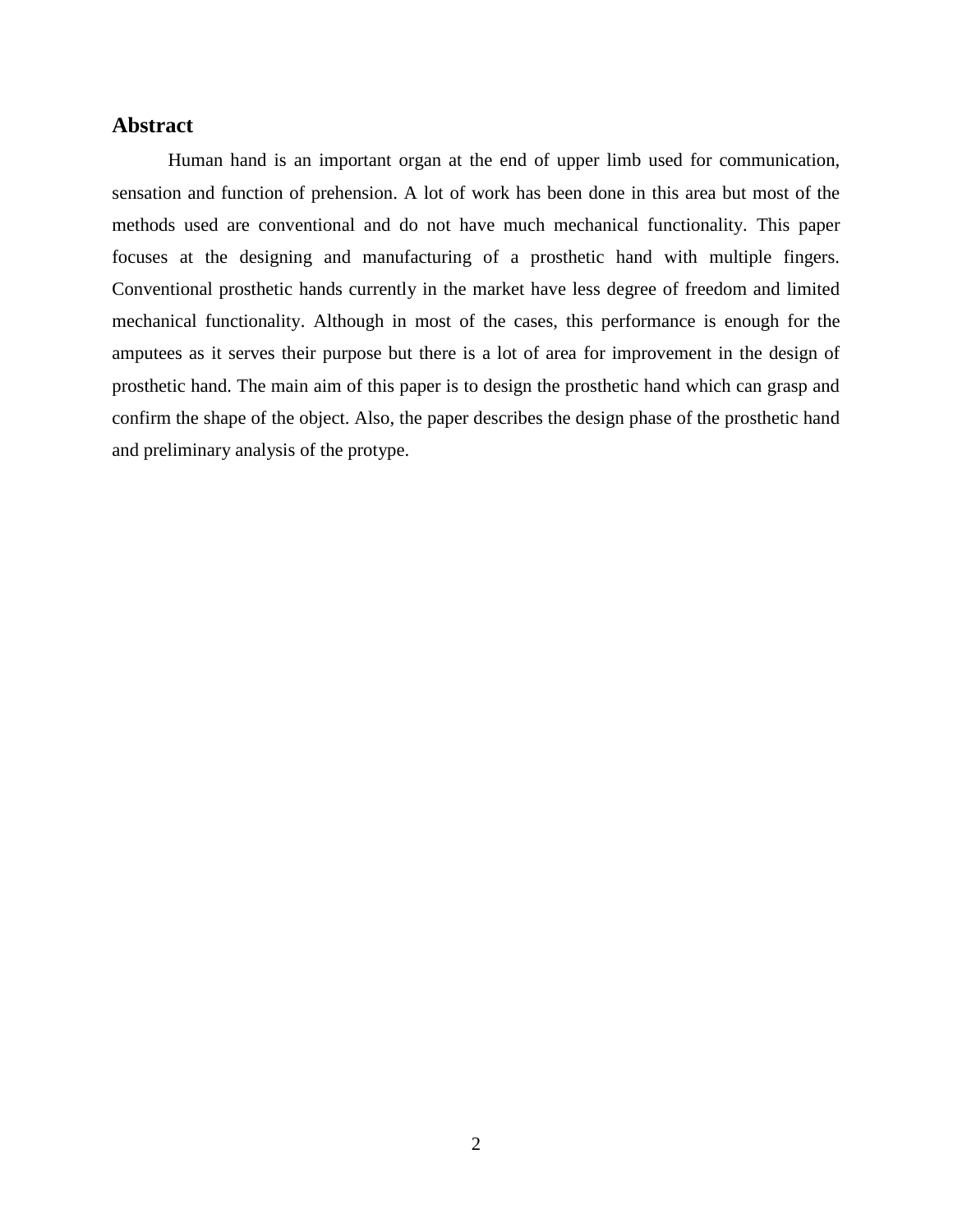## Abstract

Human hand is an important organ at the end of upper limb used for communication, sensation and function of prehension. A lot of work has been done in this area but most of the methods used are conventional and do not have much mechanical functionality. This paper focuses at the designing and manufacturing of a prosthetic hand with multiple fingers. Conventional prosthetic hands currently in the market have less degree of freedom and limited mechanical functionality. Although in most of the cases, this performance is enough for the amputees as it serves their purpose but there is a lot of area for improvement in the design of prosthetic hand. The main aim of this paper is to design the prosthetic hand which can grasp and confirm the shape of the object. Also, the paper describes the design phase of the prosthetic hand and preliminary analysis of the protype.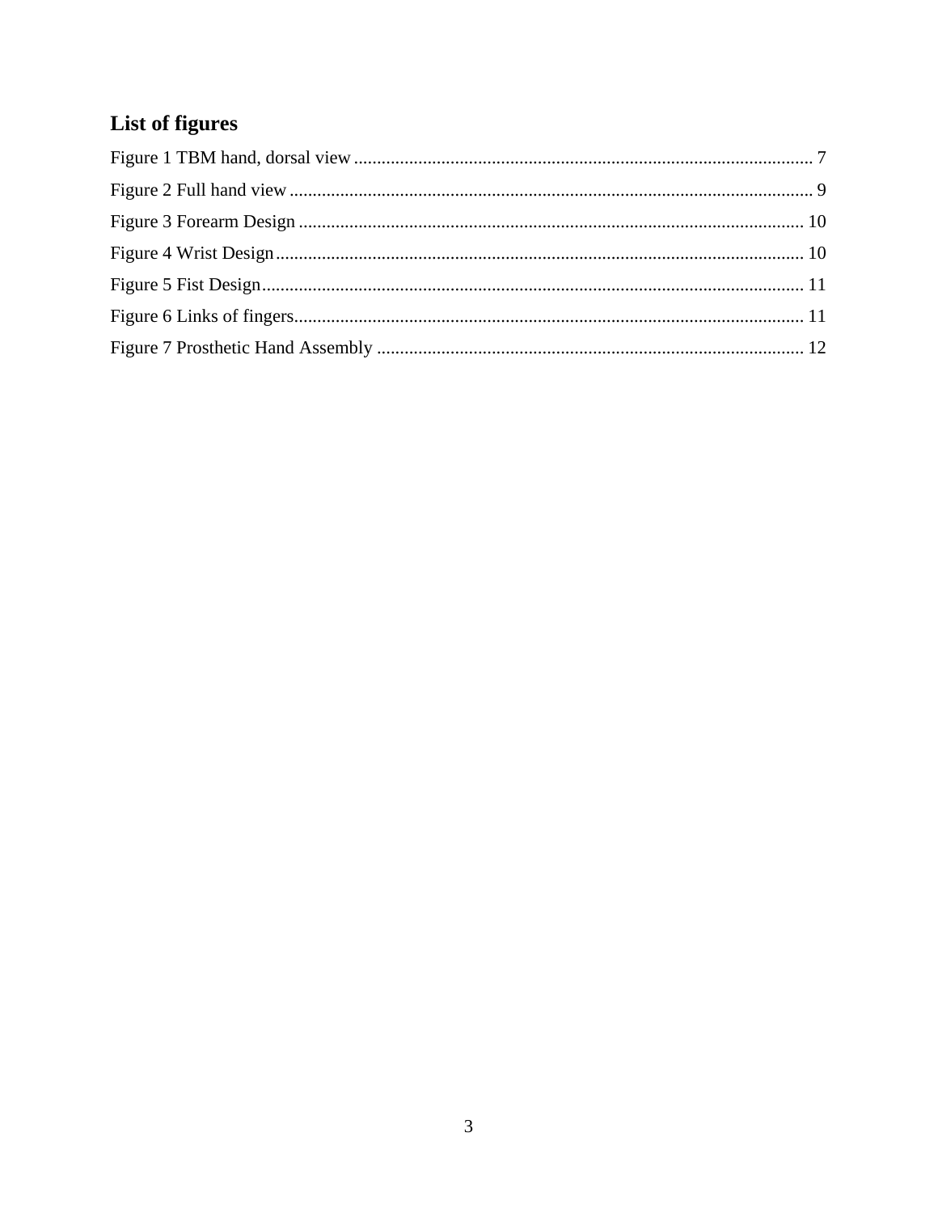## List of figures

Figure 1 TBM hand, dorsal view .......... 7

Figure 2 Full hand view .......... 9

Figure 3 Forearm Design .......... 10

Figure 4 Wrist Design .......... 10

Figure 5 Fist Design .......... 11

Figure 6 Links of fingers .......... 11

Figure 7 Prosthetic Hand Assembly .......... 12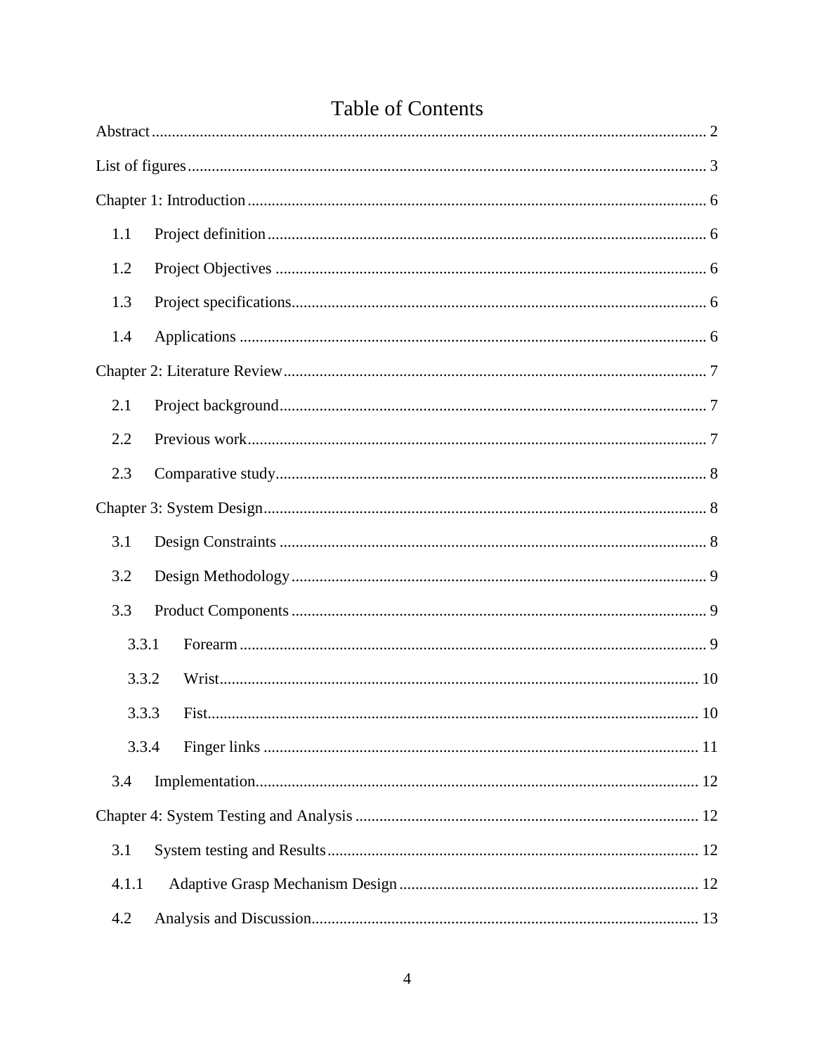# Table of Contents

Abstract ........................................................................................................................ 2

List of figures ................................................................................................................ 3

Chapter 1: Introduction .................................................................................................. 6

1.1 Project definition ...................................................................................................... 6

1.2 Project Objectives .................................................................................................... 6

1.3 Project specifications ................................................................................................ 6

1.4 Applications ............................................................................................................. 6

Chapter 2: Literature Review ........................................................................................... 7

2.1 Project background ................................................................................................... 7

2.2 Previous work ........................................................................................................... 7

2.3 Comparative study .................................................................................................... 8

Chapter 3: System Design ............................................................................................... 8

3.1 Design Constraints ................................................................................................... 8

3.2 Design Methodology ................................................................................................. 9

3.3 Product Components ................................................................................................. 9

3.3.1 Forearm ................................................................................................................ 9

3.3.2 Wrist ................................................................................................................... 10

3.3.3 Fist ..................................................................................................................... 10

3.3.4 Finger links ......................................................................................................... 11

3.4 Implementation ....................................................................................................... 12

Chapter 4: System Testing and Analysis ......................................................................... 12

3.1 System testing and Results ....................................................................................... 12

4.1.1 Adaptive Grasp Mechanism Design ....................................................................... 12

4.2 Analysis and Discussion ........................................................................................... 13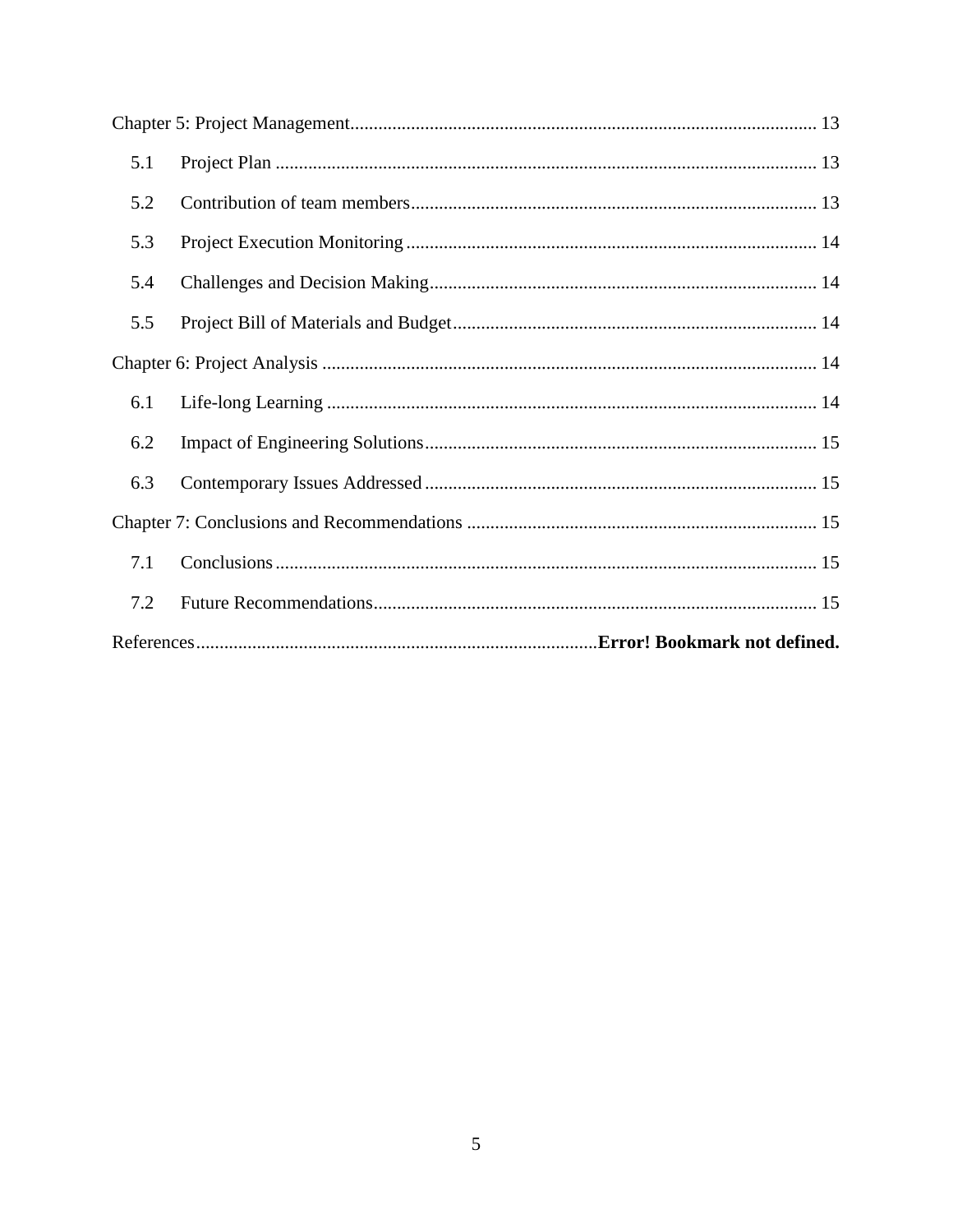Chapter 5: Project Management ........................................................................................ 13

5.1 Project Plan ........................................................................................................ 13

5.2 Contribution of team members ........................................................................... 13

5.3 Project Execution Monitoring ............................................................................. 14

5.4 Challenges and Decision Making ........................................................................ 14

5.5 Project Bill of Materials and Budget ................................................................... 14

Chapter 6: Project Analysis ............................................................................................. 14

6.1 Life-long Learning ............................................................................................... 14

6.2 Impact of Engineering Solutions ......................................................................... 15

6.3 Contemporary Issues Addressed ......................................................................... 15

Chapter 7: Conclusions and Recommendations ............................................................... 15

7.1 Conclusions ......................................................................................................... 15

7.2 Future Recommendations .................................................................................... 15

References ...................................................................................... **Error! Bookmark not defined.**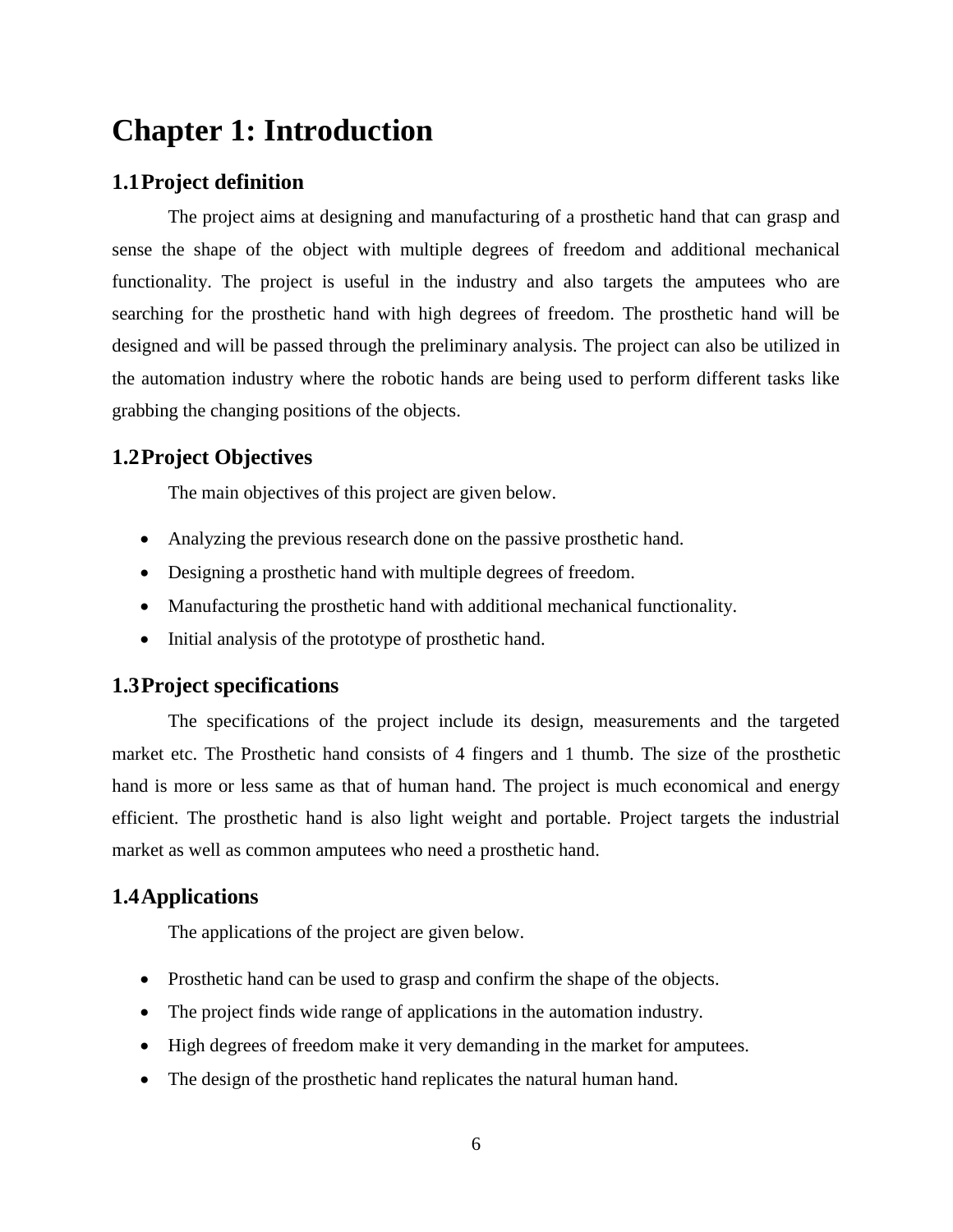# Chapter 1: Introduction

## 1.1 Project definition

The project aims at designing and manufacturing of a prosthetic hand that can grasp and sense the shape of the object with multiple degrees of freedom and additional mechanical functionality. The project is useful in the industry and also targets the amputees who are searching for the prosthetic hand with high degrees of freedom. The prosthetic hand will be designed and will be passed through the preliminary analysis. The project can also be utilized in the automation industry where the robotic hands are being used to perform different tasks like grabbing the changing positions of the objects.

## 1.2 Project Objectives

The main objectives of this project are given below.

- Analyzing the previous research done on the passive prosthetic hand.
- Designing a prosthetic hand with multiple degrees of freedom.
- Manufacturing the prosthetic hand with additional mechanical functionality.
- Initial analysis of the prototype of prosthetic hand.

## 1.3 Project specifications

The specifications of the project include its design, measurements and the targeted market etc. The Prosthetic hand consists of 4 fingers and 1 thumb. The size of the prosthetic hand is more or less same as that of human hand. The project is much economical and energy efficient. The prosthetic hand is also light weight and portable. Project targets the industrial market as well as common amputees who need a prosthetic hand.

## 1.4 Applications

The applications of the project are given below.

- Prosthetic hand can be used to grasp and confirm the shape of the objects.
- The project finds wide range of applications in the automation industry.
- High degrees of freedom make it very demanding in the market for amputees.
- The design of the prosthetic hand replicates the natural human hand.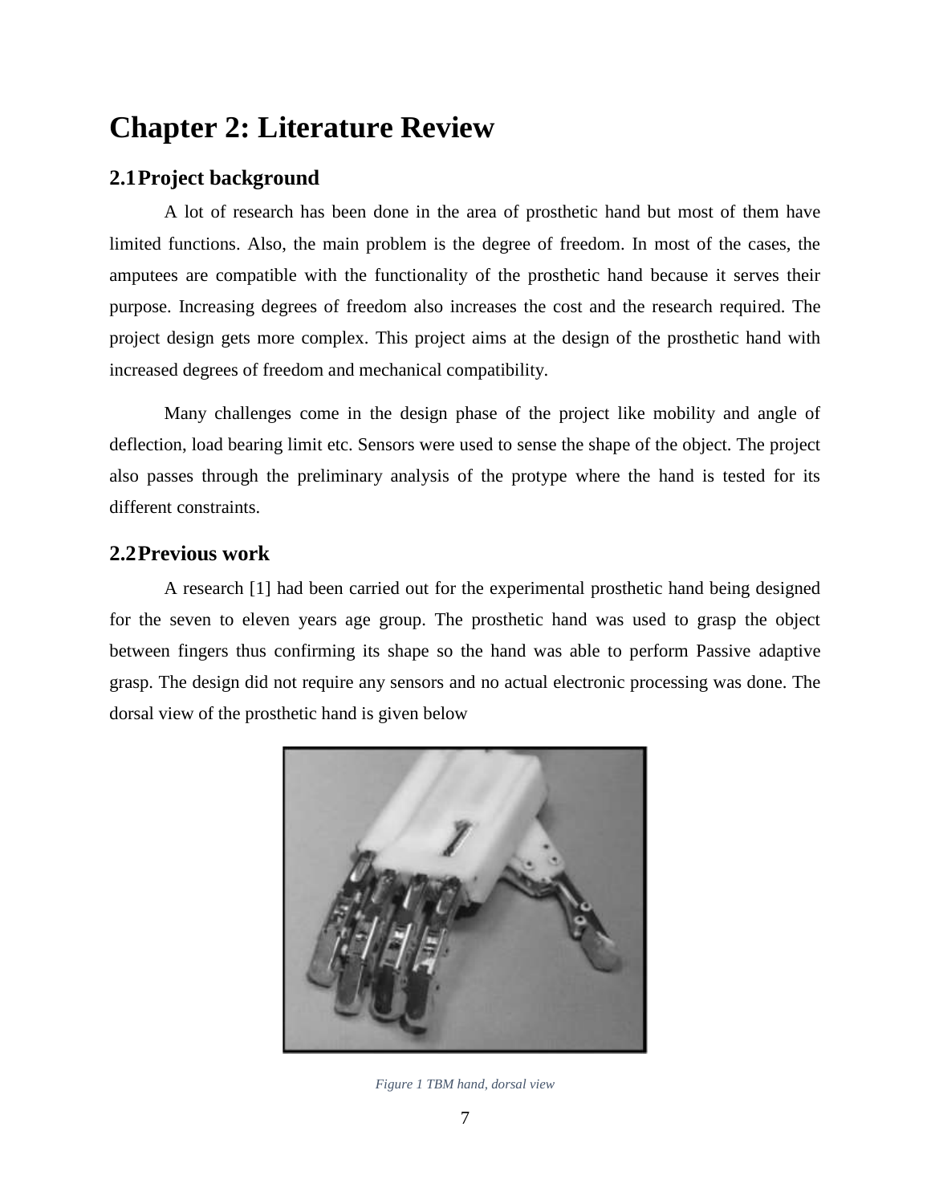# Chapter 2: Literature Review

## 2.1 Project background

A lot of research has been done in the area of prosthetic hand but most of them have limited functions. Also, the main problem is the degree of freedom. In most of the cases, the amputees are compatible with the functionality of the prosthetic hand because it serves their purpose. Increasing degrees of freedom also increases the cost and the research required. The project design gets more complex. This project aims at the design of the prosthetic hand with increased degrees of freedom and mechanical compatibility.

Many challenges come in the design phase of the project like mobility and angle of deflection, load bearing limit etc. Sensors were used to sense the shape of the object. The project also passes through the preliminary analysis of the protype where the hand is tested for its different constraints.

## 2.2 Previous work

A research [1] had been carried out for the experimental prosthetic hand being designed for the seven to eleven years age group. The prosthetic hand was used to grasp the object between fingers thus confirming its shape so the hand was able to perform Passive adaptive grasp. The design did not require any sensors and no actual electronic processing was done. The dorsal view of the prosthetic hand is given below

*Figure 1 TBM hand, dorsal view*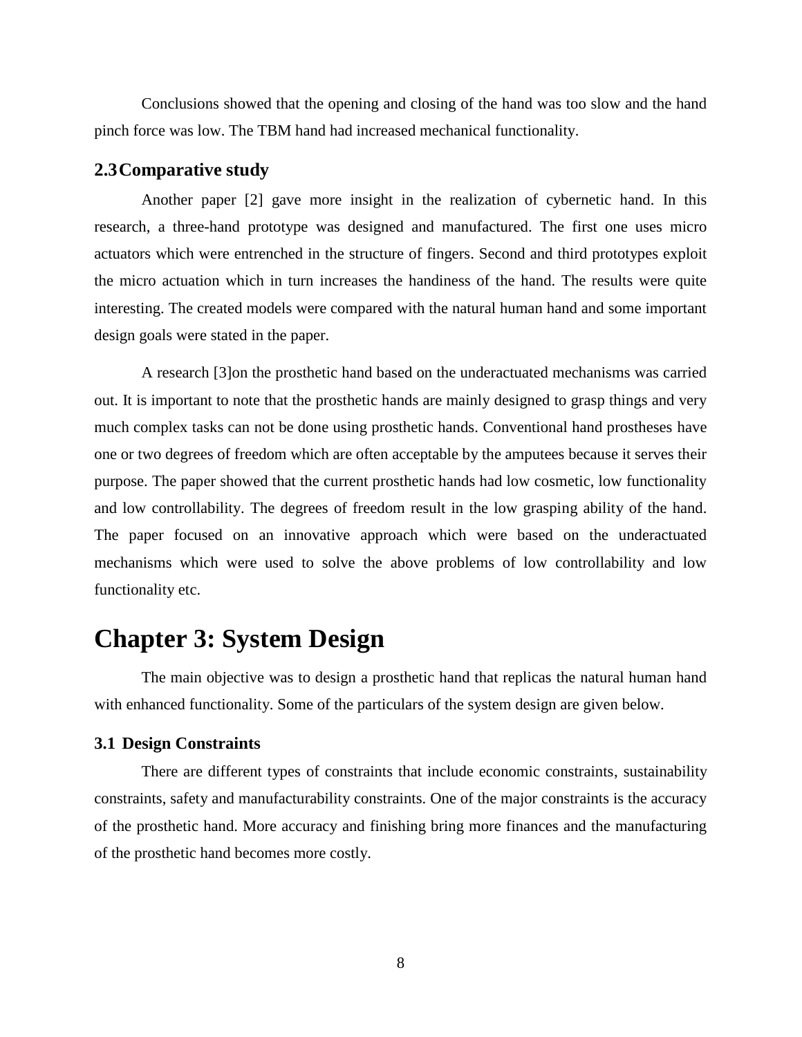Conclusions showed that the opening and closing of the hand was too slow and the hand pinch force was low. The TBM hand had increased mechanical functionality.

### 2.3 Comparative study

Another paper [2] gave more insight in the realization of cybernetic hand. In this research, a three-hand prototype was designed and manufactured. The first one uses micro actuators which were entrenched in the structure of fingers. Second and third prototypes exploit the micro actuation which in turn increases the handiness of the hand. The results were quite interesting. The created models were compared with the natural human hand and some important design goals were stated in the paper.

A research [3]on the prosthetic hand based on the underactuated mechanisms was carried out. It is important to note that the prosthetic hands are mainly designed to grasp things and very much complex tasks can not be done using prosthetic hands. Conventional hand prostheses have one or two degrees of freedom which are often acceptable by the amputees because it serves their purpose. The paper showed that the current prosthetic hands had low cosmetic, low functionality and low controllability. The degrees of freedom result in the low grasping ability of the hand. The paper focused on an innovative approach which were based on the underactuated mechanisms which were used to solve the above problems of low controllability and low functionality etc.

# Chapter 3: System Design

The main objective was to design a prosthetic hand that replicas the natural human hand with enhanced functionality. Some of the particulars of the system design are given below.

### 3.1 Design Constraints

There are different types of constraints that include economic constraints, sustainability constraints, safety and manufacturability constraints. One of the major constraints is the accuracy of the prosthetic hand. More accuracy and finishing bring more finances and the manufacturing of the prosthetic hand becomes more costly.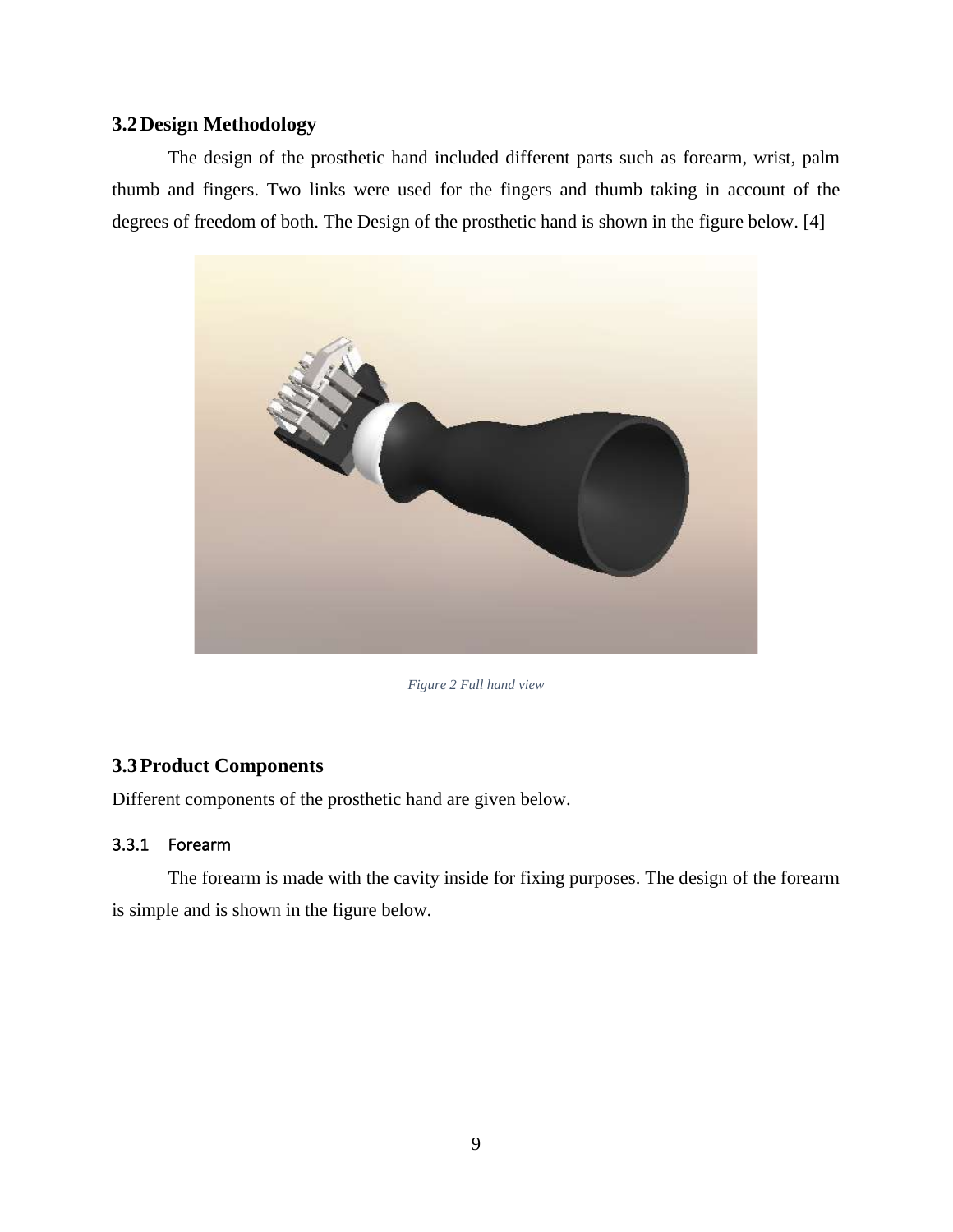## 3.2 Design Methodology

The design of the prosthetic hand included different parts such as forearm, wrist, palm thumb and fingers. Two links were used for the fingers and thumb taking in account of the degrees of freedom of both. The Design of the prosthetic hand is shown in the figure below. [4]

*Figure 2 Full hand view*

## 3.3 Product Components

Different components of the prosthetic hand are given below.

### 3.3.1 Forearm

The forearm is made with the cavity inside for fixing purposes. The design of the forearm is simple and is shown in the figure below.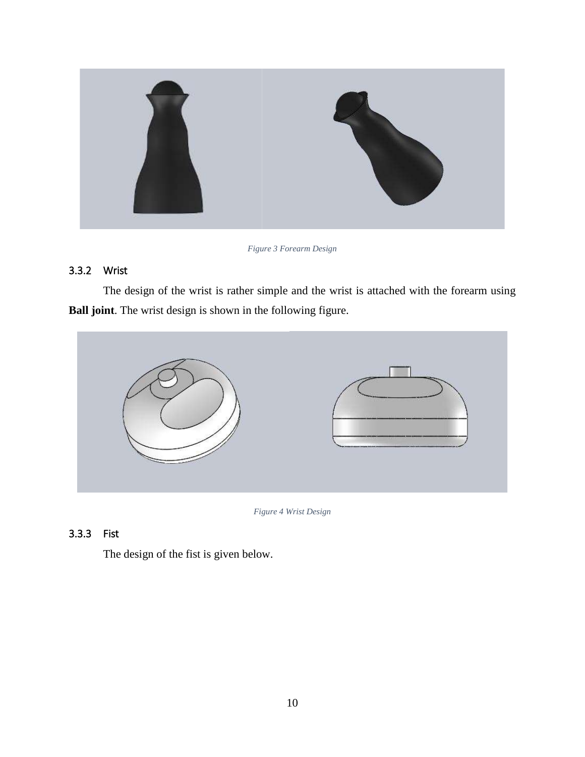*Figure 3 Forearm Design*

### 3.3.2 Wrist

The design of the wrist is rather simple and the wrist is attached with the forearm using **Ball joint**. The wrist design is shown in the following figure.

*Figure 4 Wrist Design*

### 3.3.3 Fist

The design of the fist is given below.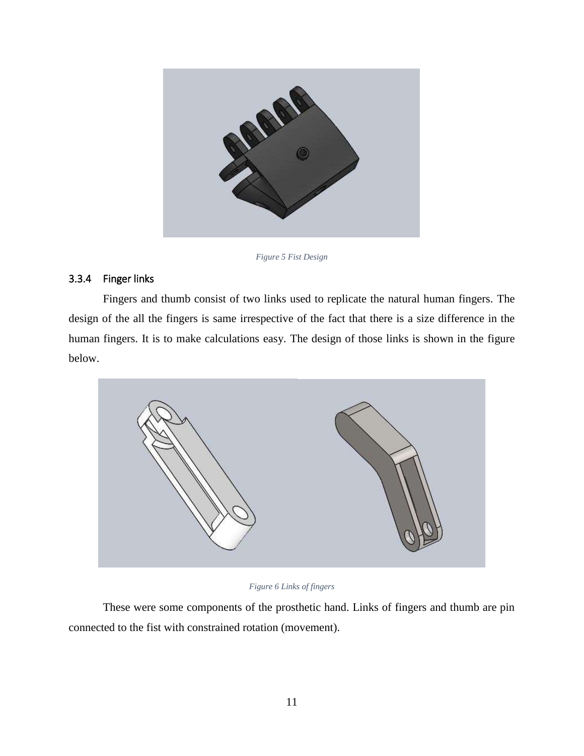*Figure 5 Fist Design*

#### 3.3.4 Finger links

Fingers and thumb consist of two links used to replicate the natural human fingers. The design of the all the fingers is same irrespective of the fact that there is a size difference in the human fingers. It is to make calculations easy. The design of those links is shown in the figure below.

*Figure 6 Links of fingers*

These were some components of the prosthetic hand. Links of fingers and thumb are pin connected to the fist with constrained rotation (movement).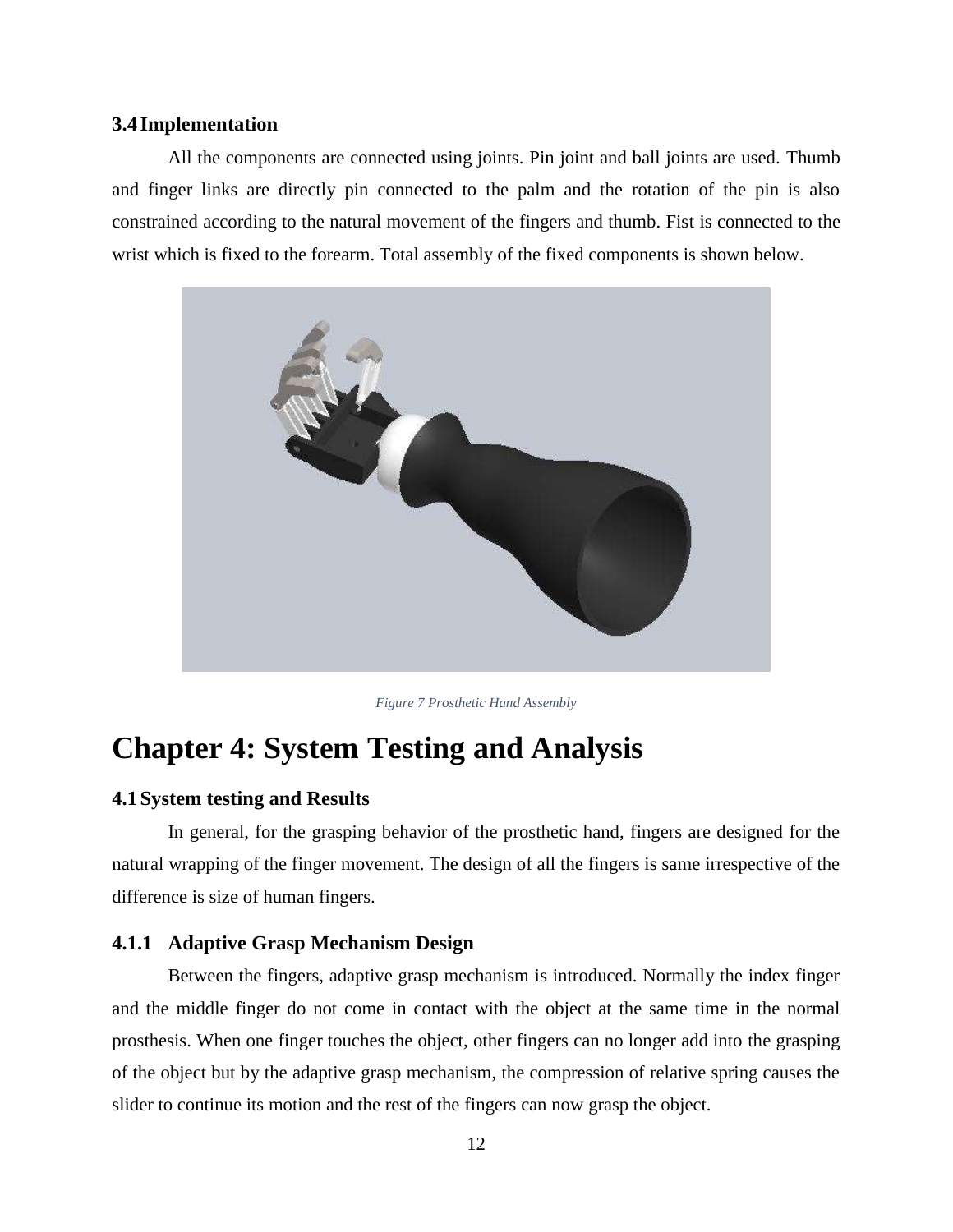### 3.4 Implementation

All the components are connected using joints. Pin joint and ball joints are used. Thumb and finger links are directly pin connected to the palm and the rotation of the pin is also constrained according to the natural movement of the fingers and thumb. Fist is connected to the wrist which is fixed to the forearm. Total assembly of the fixed components is shown below.

*Figure 7 Prosthetic Hand Assembly*

# Chapter 4: System Testing and Analysis

### 4.1 System testing and Results

In general, for the grasping behavior of the prosthetic hand, fingers are designed for the natural wrapping of the finger movement. The design of all the fingers is same irrespective of the difference is size of human fingers.

#### 4.1.1 Adaptive Grasp Mechanism Design

Between the fingers, adaptive grasp mechanism is introduced. Normally the index finger and the middle finger do not come in contact with the object at the same time in the normal prosthesis. When one finger touches the object, other fingers can no longer add into the grasping of the object but by the adaptive grasp mechanism, the compression of relative spring causes the slider to continue its motion and the rest of the fingers can now grasp the object.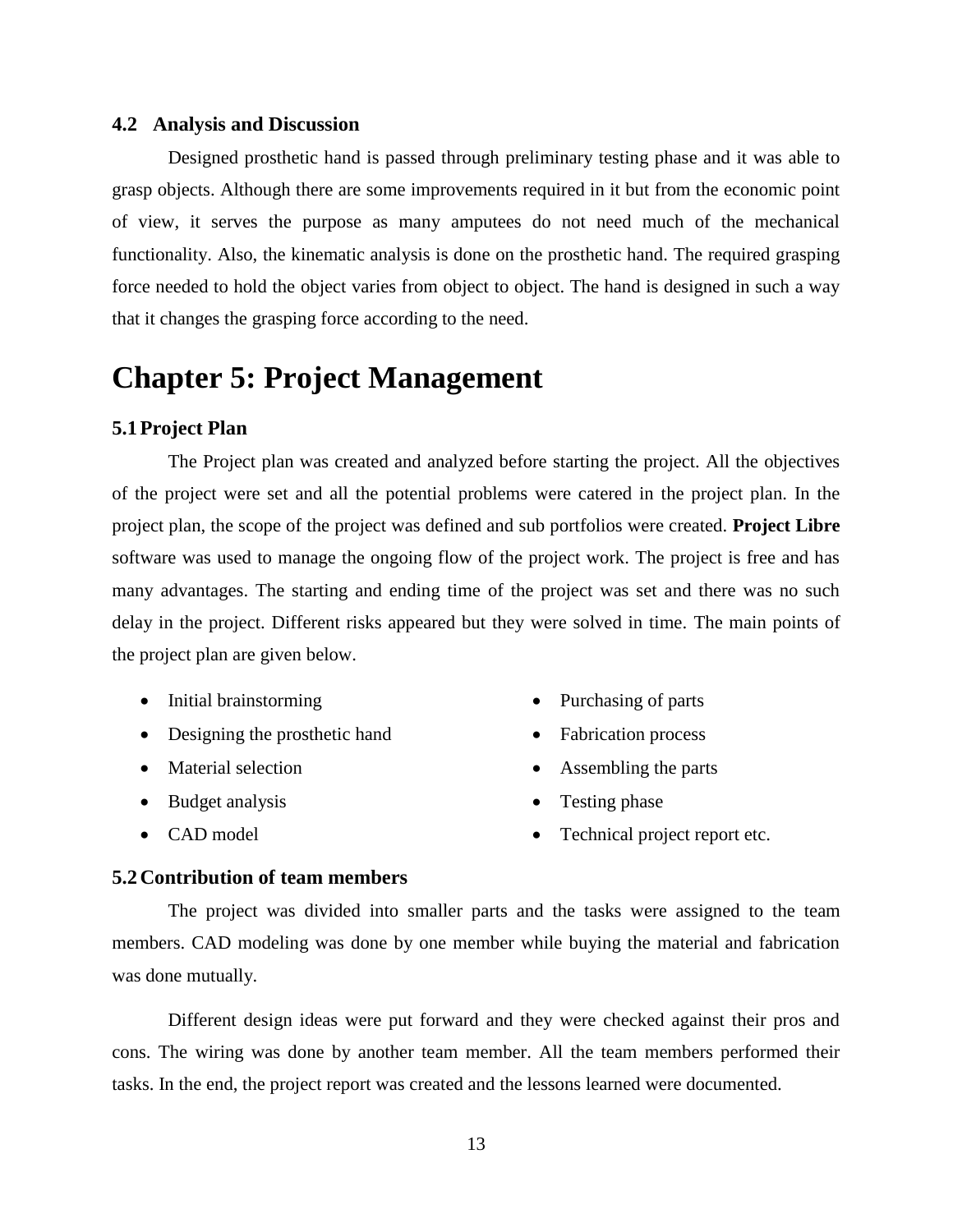### 4.2 Analysis and Discussion

Designed prosthetic hand is passed through preliminary testing phase and it was able to grasp objects. Although there are some improvements required in it but from the economic point of view, it serves the purpose as many amputees do not need much of the mechanical functionality. Also, the kinematic analysis is done on the prosthetic hand. The required grasping force needed to hold the object varies from object to object. The hand is designed in such a way that it changes the grasping force according to the need.

# Chapter 5: Project Management

### 5.1 Project Plan

The Project plan was created and analyzed before starting the project. All the objectives of the project were set and all the potential problems were catered in the project plan. In the project plan, the scope of the project was defined and sub portfolios were created. **Project Libre** software was used to manage the ongoing flow of the project work. The project is free and has many advantages. The starting and ending time of the project was set and there was no such delay in the project. Different risks appeared but they were solved in time. The main points of the project plan are given below.

- Initial brainstorming
- Designing the prosthetic hand
- Material selection
- Budget analysis
- CAD model
- Purchasing of parts
- Fabrication process
- Assembling the parts
- Testing phase
- Technical project report etc.

### 5.2 Contribution of team members

The project was divided into smaller parts and the tasks were assigned to the team members. CAD modeling was done by one member while buying the material and fabrication was done mutually.

Different design ideas were put forward and they were checked against their pros and cons. The wiring was done by another team member. All the team members performed their tasks. In the end, the project report was created and the lessons learned were documented.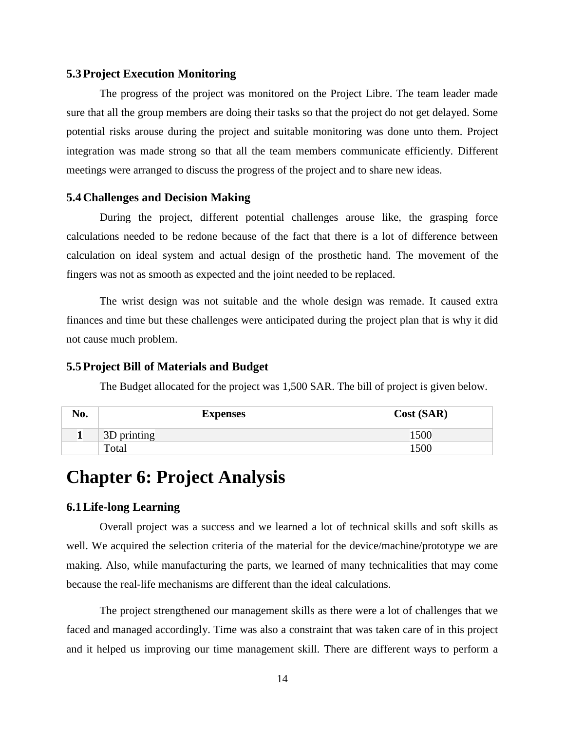### 5.3 Project Execution Monitoring

The progress of the project was monitored on the Project Libre. The team leader made sure that all the group members are doing their tasks so that the project do not get delayed. Some potential risks arouse during the project and suitable monitoring was done unto them. Project integration was made strong so that all the team members communicate efficiently. Different meetings were arranged to discuss the progress of the project and to share new ideas.

### 5.4 Challenges and Decision Making

During the project, different potential challenges arouse like, the grasping force calculations needed to be redone because of the fact that there is a lot of difference between calculation on ideal system and actual design of the prosthetic hand. The movement of the fingers was not as smooth as expected and the joint needed to be replaced.

The wrist design was not suitable and the whole design was remade. It caused extra finances and time but these challenges were anticipated during the project plan that is why it did not cause much problem.

### 5.5 Project Bill of Materials and Budget

The Budget allocated for the project was 1,500 SAR. The bill of project is given below.

| No. | Expenses | Cost (SAR) |
|---|---|---|
| 1 | 3D printing | 1500 |
| | Total | 1500 |

# Chapter 6: Project Analysis

### 6.1 Life-long Learning

Overall project was a success and we learned a lot of technical skills and soft skills as well. We acquired the selection criteria of the material for the device/machine/prototype we are making. Also, while manufacturing the parts, we learned of many technicalities that may come because the real-life mechanisms are different than the ideal calculations.

The project strengthened our management skills as there were a lot of challenges that we faced and managed accordingly. Time was also a constraint that was taken care of in this project and it helped us improving our time management skill. There are different ways to perform a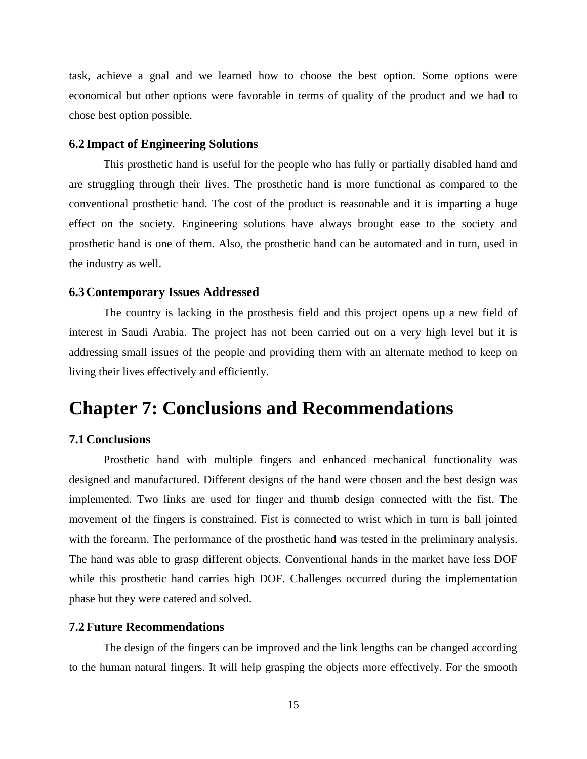task, achieve a goal and we learned how to choose the best option. Some options were economical but other options were favorable in terms of quality of the product and we had to chose best option possible.

### 6.2 Impact of Engineering Solutions

This prosthetic hand is useful for the people who has fully or partially disabled hand and are struggling through their lives. The prosthetic hand is more functional as compared to the conventional prosthetic hand. The cost of the product is reasonable and it is imparting a huge effect on the society. Engineering solutions have always brought ease to the society and prosthetic hand is one of them. Also, the prosthetic hand can be automated and in turn, used in the industry as well.

### 6.3 Contemporary Issues Addressed

The country is lacking in the prosthesis field and this project opens up a new field of interest in Saudi Arabia. The project has not been carried out on a very high level but it is addressing small issues of the people and providing them with an alternate method to keep on living their lives effectively and efficiently.

# Chapter 7: Conclusions and Recommendations

### 7.1 Conclusions

Prosthetic hand with multiple fingers and enhanced mechanical functionality was designed and manufactured. Different designs of the hand were chosen and the best design was implemented. Two links are used for finger and thumb design connected with the fist. The movement of the fingers is constrained. Fist is connected to wrist which in turn is ball jointed with the forearm. The performance of the prosthetic hand was tested in the preliminary analysis. The hand was able to grasp different objects. Conventional hands in the market have less DOF while this prosthetic hand carries high DOF. Challenges occurred during the implementation phase but they were catered and solved.

### 7.2 Future Recommendations

The design of the fingers can be improved and the link lengths can be changed according to the human natural fingers. It will help grasping the objects more effectively. For the smooth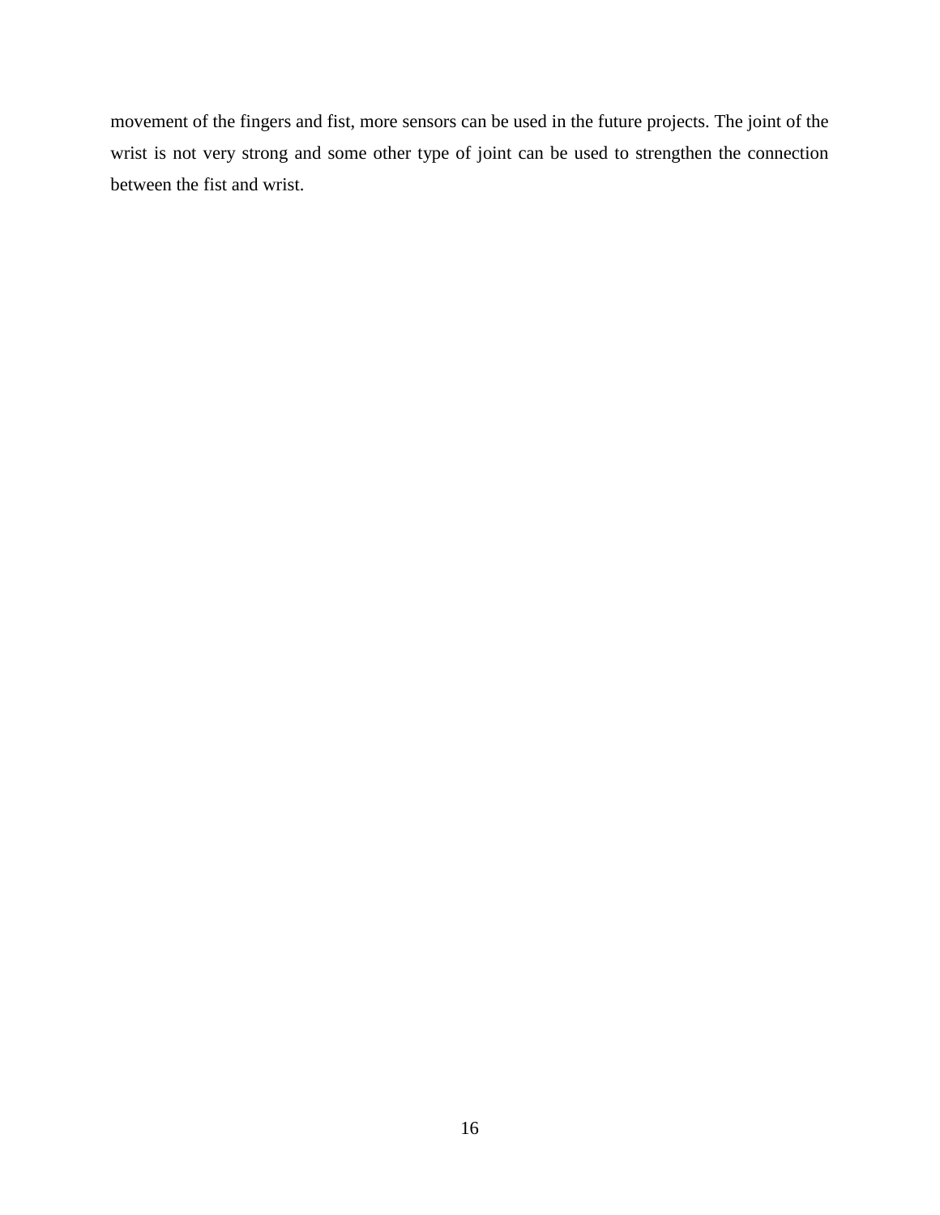movement of the fingers and fist, more sensors can be used in the future projects. The joint of the wrist is not very strong and some other type of joint can be used to strengthen the connection between the fist and wrist.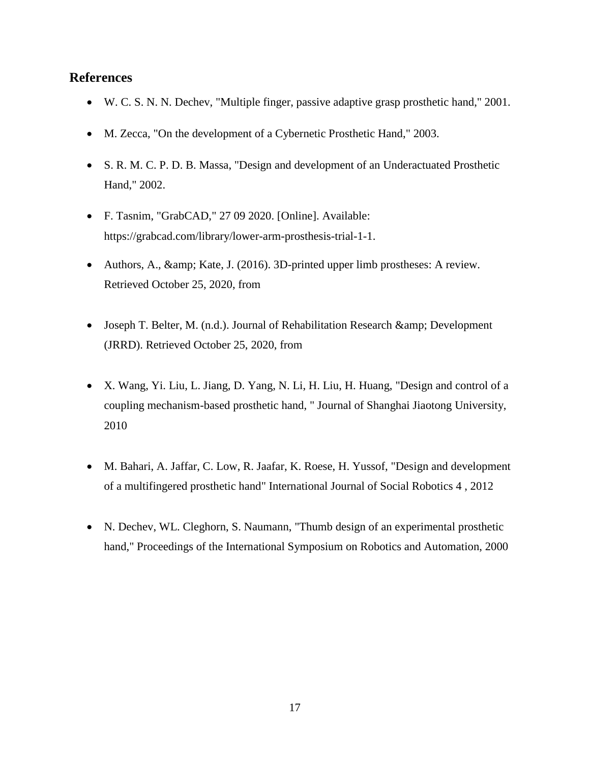## References

- W. C. S. N. N. Dechev, "Multiple finger, passive adaptive grasp prosthetic hand," 2001.
- M. Zecca, "On the development of a Cybernetic Prosthetic Hand," 2003.
- S. R. M. C. P. D. B. Massa, "Design and development of an Underactuated Prosthetic Hand," 2002.
- F. Tasnim, "GrabCAD," 27 09 2020. [Online]. Available: https://grabcad.com/library/lower-arm-prosthesis-trial-1-1.
- Authors, A., &amp; Kate, J. (2016). 3D-printed upper limb prostheses: A review. Retrieved October 25, 2020, from
- Joseph T. Belter, M. (n.d.). Journal of Rehabilitation Research &amp; Development (JRRD). Retrieved October 25, 2020, from
- X. Wang, Yi. Liu, L. Jiang, D. Yang, N. Li, H. Liu, H. Huang, "Design and control of a coupling mechanism-based prosthetic hand, " Journal of Shanghai Jiaotong University, 2010
- M. Bahari, A. Jaffar, C. Low, R. Jaafar, K. Roese, H. Yussof, "Design and development of a multifingered prosthetic hand" International Journal of Social Robotics 4 , 2012
- N. Dechev, WL. Cleghorn, S. Naumann, "Thumb design of an experimental prosthetic hand," Proceedings of the International Symposium on Robotics and Automation, 2000